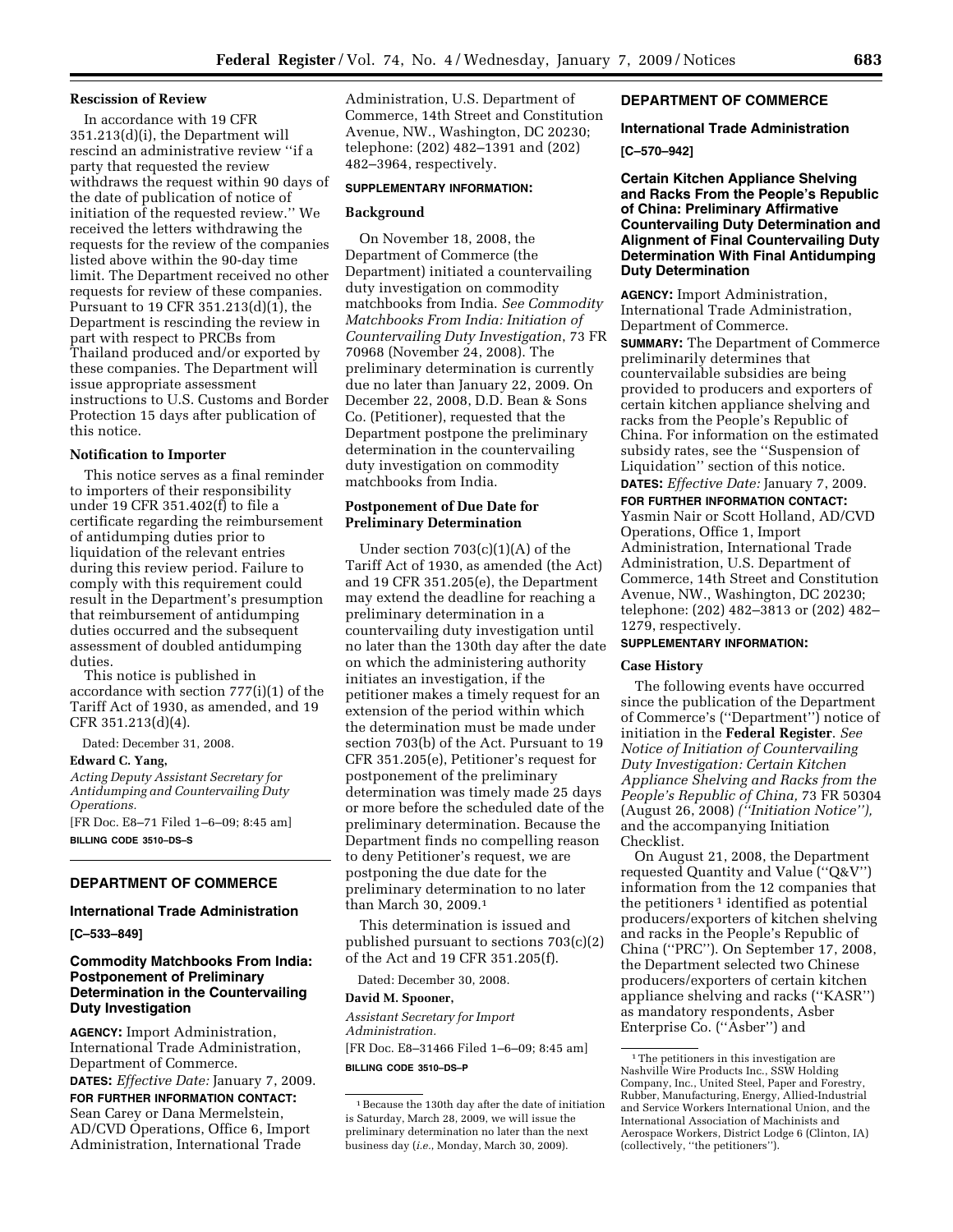### Rescission of Review

In accordance with 19 CFR 351.213(d)(i), the Department will rescind an administrative review ''if a party that requested the review withdraws the request within 90 days of the date of publication of notice of initiation of the requested review.'' We received the letters withdrawing the requests for the review of the companies listed above within the 90-day time limit. The Department received no other requests for review of these companies. Pursuant to 19 CFR 351.213(d)(1), the Department is rescinding the review in part with respect to PRCBs from Thailand produced and/or exported by these companies. The Department will issue appropriate assessment instructions to U.S. Customs and Border Protection 15 days after publication of this notice.

### Notification to Importer

This notice serves as a final reminder to importers of their responsibility under 19 CFR 351.402(f) to file a certificate regarding the reimbursement of antidumping duties prior to liquidation of the relevant entries during this review period. Failure to comply with this requirement could result in the Department's presumption that reimbursement of antidumping duties occurred and the subsequent assessment of doubled antidumping duties.

This notice is published in accordance with section 777(i)(1) of the Tariff Act of 1930, as amended, and 19 CFR 351.213(d)(4).

Dated: December 31, 2008.

**Edward C. Yang,**

*Acting Deputy Assistant Secretary for Antidumping and Countervailing Duty Operations.*

[FR Doc. E8–71 Filed 1–6–09; 8:45 am]

**BILLING CODE 3510–DS–S**

---

## DEPARTMENT OF COMMERCE

### International Trade Administration

**[C–533–849]**

### Commodity Matchbooks From India: Postponement of Preliminary Determination in the Countervailing Duty Investigation

**AGENCY:** Import Administration, International Trade Administration, Department of Commerce.

**DATES:** *Effective Date:* January 7, 2009.

**FOR FURTHER INFORMATION CONTACT:** Sean Carey or Dana Mermelstein, AD/CVD Operations, Office 6, Import Administration, International Trade Administration, U.S. Department of Commerce, 14th Street and Constitution Avenue, NW., Washington, DC 20230; telephone: (202) 482–1391 and (202) 482–3964, respectively.

**SUPPLEMENTARY INFORMATION:**

### Background

On November 18, 2008, the Department of Commerce (the Department) initiated a countervailing duty investigation on commodity matchbooks from India. *See Commodity Matchbooks From India: Initiation of Countervailing Duty Investigation*, 73 FR 70968 (November 24, 2008). The preliminary determination is currently due no later than January 22, 2009. On December 22, 2008, D.D. Bean & Sons Co. (Petitioner), requested that the Department postpone the preliminary determination in the countervailing duty investigation on commodity matchbooks from India.

### Postponement of Due Date for Preliminary Determination

Under section 703(c)(1)(A) of the Tariff Act of 1930, as amended (the Act) and 19 CFR 351.205(e), the Department may extend the deadline for reaching a preliminary determination in a countervailing duty investigation until no later than the 130th day after the date on which the administering authority initiates an investigation, if the petitioner makes a timely request for an extension of the period within which the determination must be made under section 703(b) of the Act. Pursuant to 19 CFR 351.205(e), Petitioner's request for postponement of the preliminary determination was timely made 25 days or more before the scheduled date of the preliminary determination. Because the Department finds no compelling reason to deny Petitioner's request, we are postponing the due date for the preliminary determination to no later than March 30, 2009.[1]

This determination is issued and published pursuant to sections 703(c)(2) of the Act and 19 CFR 351.205(f).

Dated: December 30, 2008.

**David M. Spooner,**

*Assistant Secretary for Import Administration.*

[FR Doc. E8–31466 Filed 1–6–09; 8:45 am]

**BILLING CODE 3510–DS–P**

[1] Because the 130th day after the date of initiation is Saturday, March 28, 2009, we will issue the preliminary determination no later than the next business day (*i.e.*, Monday, March 30, 2009).

---

## DEPARTMENT OF COMMERCE

### International Trade Administration

**[C–570–942]**

### Certain Kitchen Appliance Shelving and Racks From the People's Republic of China: Preliminary Affirmative Countervailing Duty Determination and Alignment of Final Countervailing Duty Determination With Final Antidumping Duty Determination

**AGENCY:** Import Administration, International Trade Administration, Department of Commerce.

**SUMMARY:** The Department of Commerce preliminarily determines that countervailable subsidies are being provided to producers and exporters of certain kitchen appliance shelving and racks from the People's Republic of China. For information on the estimated subsidy rates, see the ''Suspension of Liquidation'' section of this notice.

**DATES:** *Effective Date:* January 7, 2009.

**FOR FURTHER INFORMATION CONTACT:** Yasmin Nair or Scott Holland, AD/CVD Operations, Office 1, Import Administration, International Trade Administration, U.S. Department of Commerce, 14th Street and Constitution Avenue, NW., Washington, DC 20230; telephone: (202) 482–3813 or (202) 482–1279, respectively.

**SUPPLEMENTARY INFORMATION:**

### Case History

The following events have occurred since the publication of the Department of Commerce's (''Department'') notice of initiation in the **Federal Register**. *See Notice of Initiation of Countervailing Duty Investigation: Certain Kitchen Appliance Shelving and Racks from the People's Republic of China,* 73 FR 50304 (August 26, 2008) *(''Initiation Notice''),* and the accompanying Initiation Checklist.

On August 21, 2008, the Department requested Quantity and Value (''Q&V'') information from the 12 companies that the petitioners[1] identified as potential producers/exporters of kitchen shelving and racks in the People's Republic of China (''PRC''). On September 17, 2008, the Department selected two Chinese producers/exporters of certain kitchen appliance shelving and racks (''KASR'') as mandatory respondents, Asber Enterprise Co. (''Asber'') and

[1] The petitioners in this investigation are Nashville Wire Products Inc., SSW Holding Company, Inc., United Steel, Paper and Forestry, Rubber, Manufacturing, Energy, Allied-Industrial and Service Workers International Union, and the International Association of Machinists and Aerospace Workers, District Lodge 6 (Clinton, IA) (collectively, ''the petitioners'').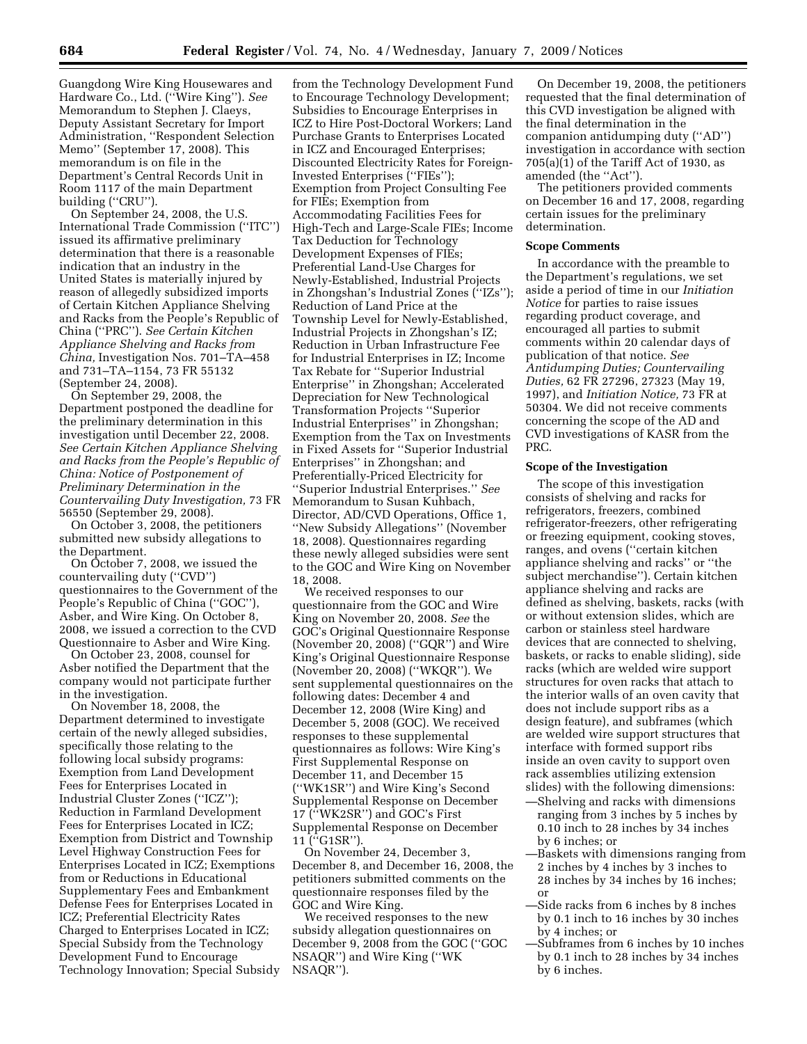Guangdong Wire King Housewares and Hardware Co., Ltd. (''Wire King''). *See* Memorandum to Stephen J. Claeys, Deputy Assistant Secretary for Import Administration, ''Respondent Selection Memo'' (September 17, 2008). This memorandum is on file in the Department's Central Records Unit in Room 1117 of the main Department building (''CRU'').

On September 24, 2008, the U.S. International Trade Commission (''ITC'') issued its affirmative preliminary determination that there is a reasonable indication that an industry in the United States is materially injured by reason of allegedly subsidized imports of Certain Kitchen Appliance Shelving and Racks from the People's Republic of China (''PRC''). *See Certain Kitchen Appliance Shelving and Racks from China,* Investigation Nos. 701–TA–458 and 731–TA–1154, 73 FR 55132 (September 24, 2008).

On September 29, 2008, the Department postponed the deadline for the preliminary determination in this investigation until December 22, 2008. *See Certain Kitchen Appliance Shelving and Racks from the People's Republic of China: Notice of Postponement of Preliminary Determination in the Countervailing Duty Investigation,* 73 FR 56550 (September 29, 2008).

On October 3, 2008, the petitioners submitted new subsidy allegations to the Department.

On October 7, 2008, we issued the countervailing duty (''CVD'') questionnaires to the Government of the People's Republic of China (''GOC''), Asber, and Wire King. On October 8, 2008, we issued a correction to the CVD Questionnaire to Asber and Wire King.

On October 23, 2008, counsel for Asber notified the Department that the company would not participate further in the investigation.

On November 18, 2008, the Department determined to investigate certain of the newly alleged subsidies, specifically those relating to the following local subsidy programs: Exemption from Land Development Fees for Enterprises Located in Industrial Cluster Zones (''ICZ''); Reduction in Farmland Development Fees for Enterprises Located in ICZ; Exemption from District and Township Level Highway Construction Fees for Enterprises Located in ICZ; Exemptions from or Reductions in Educational Supplementary Fees and Embankment Defense Fees for Enterprises Located in ICZ; Preferential Electricity Rates Charged to Enterprises Located in ICZ; Special Subsidy from the Technology Development Fund to Encourage Technology Innovation; Special Subsidy from the Technology Development Fund to Encourage Technology Development; Subsidies to Encourage Enterprises in ICZ to Hire Post-Doctoral Workers; Land Purchase Grants to Enterprises Located in ICZ and Encouraged Enterprises; Discounted Electricity Rates for Foreign-Invested Enterprises (''FIEs''); Exemption from Project Consulting Fee for FIEs; Exemption from Accommodating Facilities Fees for High-Tech and Large-Scale FIEs; Income Tax Deduction for Technology Development Expenses of FIEs; Preferential Land-Use Charges for Newly-Established, Industrial Projects in Zhongshan's Industrial Zones (''IZs''); Reduction of Land Price at the Township Level for Newly-Established, Industrial Projects in Zhongshan's IZ; Reduction in Urban Infrastructure Fee for Industrial Enterprises in IZ; Income Tax Rebate for ''Superior Industrial Enterprise'' in Zhongshan; Accelerated Depreciation for New Technological Transformation Projects ''Superior Industrial Enterprises'' in Zhongshan; Exemption from the Tax on Investments in Fixed Assets for ''Superior Industrial Enterprises'' in Zhongshan; and Preferentially-Priced Electricity for ''Superior Industrial Enterprises.'' *See* Memorandum to Susan Kuhbach, Director, AD/CVD Operations, Office 1, ''New Subsidy Allegations'' (November 18, 2008). Questionnaires regarding these newly alleged subsidies were sent to the GOC and Wire King on November 18, 2008.

We received responses to our questionnaire from the GOC and Wire King on November 20, 2008. *See* the GOC's Original Questionnaire Response (November 20, 2008) (''GQR'') and Wire King's Original Questionnaire Response (November 20, 2008) (''WKQR''). We sent supplemental questionnaires on the following dates: December 4 and December 12, 2008 (Wire King) and December 5, 2008 (GOC). We received responses to these supplemental questionnaires as follows: Wire King's First Supplemental Response on December 11, and December 15 (''WK1SR'') and Wire King's Second Supplemental Response on December 17 (''WK2SR'') and GOC's First Supplemental Response on December 11 (''G1SR'').

On November 24, December 3, December 8, and December 16, 2008, the petitioners submitted comments on the questionnaire responses filed by the GOC and Wire King.

We received responses to the new subsidy allegation questionnaires on December 9, 2008 from the GOC (''GOC NSAQR'') and Wire King (''WK NSAQR'').

On December 19, 2008, the petitioners requested that the final determination of this CVD investigation be aligned with the final determination in the companion antidumping duty (''AD'') investigation in accordance with section 705(a)(1) of the Tariff Act of 1930, as amended (the ''Act'').

The petitioners provided comments on December 16 and 17, 2008, regarding certain issues for the preliminary determination.

## Scope Comments

In accordance with the preamble to the Department's regulations, we set aside a period of time in our *Initiation Notice* for parties to raise issues regarding product coverage, and encouraged all parties to submit comments within 20 calendar days of publication of that notice. *See Antidumping Duties; Countervailing Duties,* 62 FR 27296, 27323 (May 19, 1997), and *Initiation Notice,* 73 FR at 50304. We did not receive comments concerning the scope of the AD and CVD investigations of KASR from the PRC.

## Scope of the Investigation

The scope of this investigation consists of shelving and racks for refrigerators, freezers, combined refrigerator-freezers, other refrigerating or freezing equipment, cooking stoves, ranges, and ovens (''certain kitchen appliance shelving and racks'' or ''the subject merchandise''). Certain kitchen appliance shelving and racks are defined as shelving, baskets, racks (with or without extension slides, which are carbon or stainless steel hardware devices that are connected to shelving, baskets, or racks to enable sliding), side racks (which are welded wire support structures for oven racks that attach to the interior walls of an oven cavity that does not include support ribs as a design feature), and subframes (which are welded wire support structures that interface with formed support ribs inside an oven cavity to support oven rack assemblies utilizing extension slides) with the following dimensions:

—Shelving and racks with dimensions ranging from 3 inches by 5 inches by 0.10 inch to 28 inches by 34 inches by 6 inches; or
—Baskets with dimensions ranging from 2 inches by 4 inches by 3 inches to 28 inches by 34 inches by 16 inches; or
—Side racks from 6 inches by 8 inches by 0.1 inch to 16 inches by 30 inches by 4 inches; or
—Subframes from 6 inches by 10 inches by 0.1 inch to 28 inches by 34 inches by 6 inches.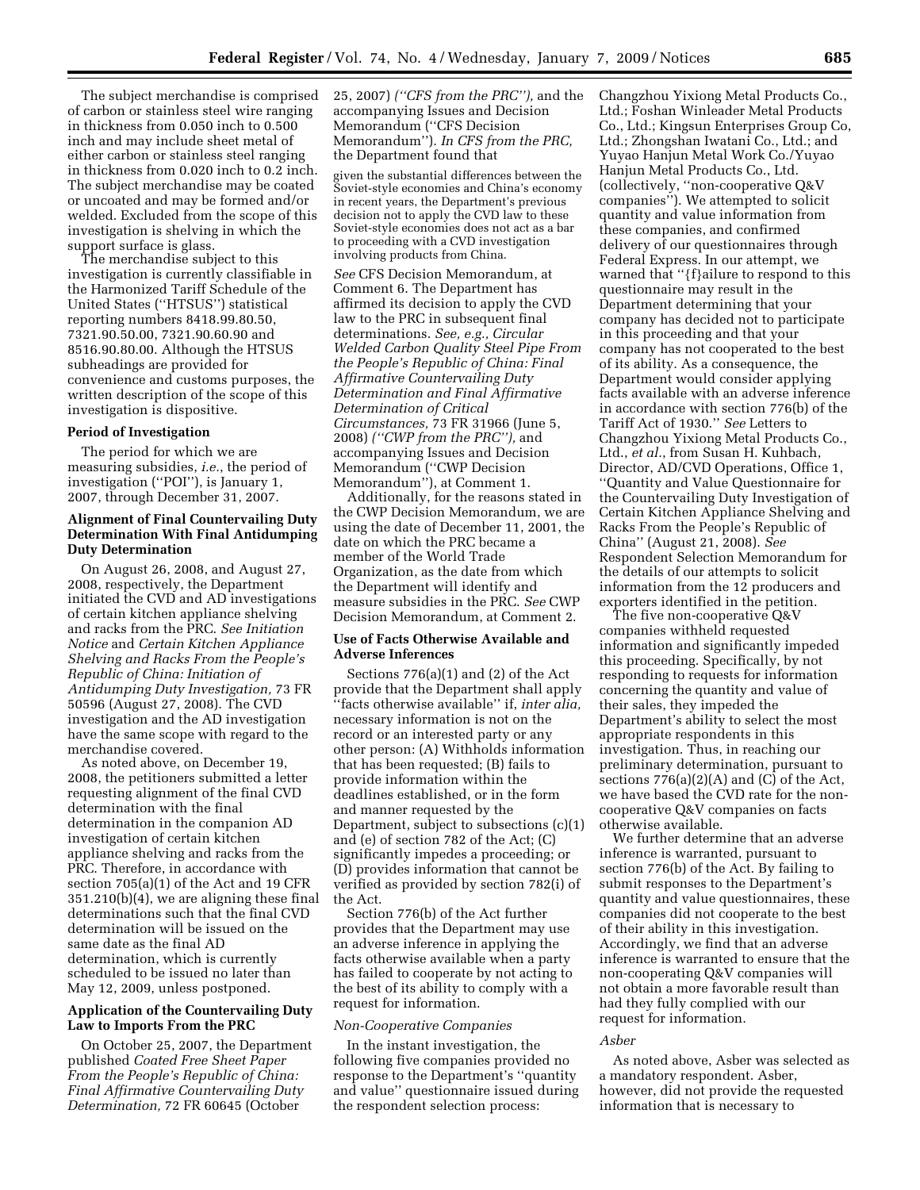The subject merchandise is comprised of carbon or stainless steel wire ranging in thickness from 0.050 inch to 0.500 inch and may include sheet metal of either carbon or stainless steel ranging in thickness from 0.020 inch to 0.2 inch. The subject merchandise may be coated or uncoated and may be formed and/or welded. Excluded from the scope of this investigation is shelving in which the support surface is glass.

The merchandise subject to this investigation is currently classifiable in the Harmonized Tariff Schedule of the United States (''HTSUS'') statistical reporting numbers 8418.99.80.50, 7321.90.50.00, 7321.90.60.90 and 8516.90.80.00. Although the HTSUS subheadings are provided for convenience and customs purposes, the written description of the scope of this investigation is dispositive.

**Period of Investigation**

The period for which we are measuring subsidies, *i.e.*, the period of investigation (''POI''), is January 1, 2007, through December 31, 2007.

**Alignment of Final Countervailing Duty Determination With Final Antidumping Duty Determination**

On August 26, 2008, and August 27, 2008, respectively, the Department initiated the CVD and AD investigations of certain kitchen appliance shelving and racks from the PRC. *See Initiation Notice* and *Certain Kitchen Appliance Shelving and Racks From the People's Republic of China: Initiation of Antidumping Duty Investigation,* 73 FR 50596 (August 27, 2008). The CVD investigation and the AD investigation have the same scope with regard to the merchandise covered.

As noted above, on December 19, 2008, the petitioners submitted a letter requesting alignment of the final CVD determination with the final determination in the companion AD investigation of certain kitchen appliance shelving and racks from the PRC. Therefore, in accordance with section 705(a)(1) of the Act and 19 CFR 351.210(b)(4), we are aligning these final determinations such that the final CVD determination will be issued on the same date as the final AD determination, which is currently scheduled to be issued no later than May 12, 2009, unless postponed.

**Application of the Countervailing Duty Law to Imports From the PRC**

On October 25, 2007, the Department published *Coated Free Sheet Paper From the People's Republic of China: Final Affirmative Countervailing Duty Determination,* 72 FR 60645 (October 25, 2007) *(''CFS from the PRC''),* and the accompanying Issues and Decision Memorandum (''CFS Decision Memorandum''). *In CFS from the PRC,* the Department found that

> given the substantial differences between the Soviet-style economies and China's economy in recent years, the Department's previous decision not to apply the CVD law to these Soviet-style economies does not act as a bar to proceeding with a CVD investigation involving products from China.

*See* CFS Decision Memorandum, at Comment 6. The Department has affirmed its decision to apply the CVD law to the PRC in subsequent final determinations. *See, e.g., Circular Welded Carbon Quality Steel Pipe From the People's Republic of China: Final Affirmative Countervailing Duty Determination and Final Affirmative Determination of Critical Circumstances,* 73 FR 31966 (June 5, 2008) *(''CWP from the PRC''),* and accompanying Issues and Decision Memorandum (''CWP Decision Memorandum''), at Comment 1.

Additionally, for the reasons stated in the CWP Decision Memorandum, we are using the date of December 11, 2001, the date on which the PRC became a member of the World Trade Organization, as the date from which the Department will identify and measure subsidies in the PRC. *See* CWP Decision Memorandum, at Comment 2.

**Use of Facts Otherwise Available and Adverse Inferences**

Sections 776(a)(1) and (2) of the Act provide that the Department shall apply ''facts otherwise available'' if, *inter alia,* necessary information is not on the record or an interested party or any other person: (A) Withholds information that has been requested; (B) fails to provide information within the deadlines established, or in the form and manner requested by the Department, subject to subsections (c)(1) and (e) of section 782 of the Act; (C) significantly impedes a proceeding; or (D) provides information that cannot be verified as provided by section 782(i) of the Act.

Section 776(b) of the Act further provides that the Department may use an adverse inference in applying the facts otherwise available when a party has failed to cooperate by not acting to the best of its ability to comply with a request for information.

*Non-Cooperative Companies*

In the instant investigation, the following five companies provided no response to the Department's ''quantity and value'' questionnaire issued during the respondent selection process: Changzhou Yixiong Metal Products Co., Ltd.; Foshan Winleader Metal Products Co., Ltd.; Kingsun Enterprises Group Co, Ltd.; Zhongshan Iwatani Co., Ltd.; and Yuyao Hanjun Metal Work Co./Yuyao Hanjun Metal Products Co., Ltd. (collectively, ''non-cooperative Q&V companies''). We attempted to solicit quantity and value information from these companies, and confirmed delivery of our questionnaires through Federal Express. In our attempt, we warned that ''{f}ailure to respond to this questionnaire may result in the Department determining that your company has decided not to participate in this proceeding and that your company has not cooperated to the best of its ability. As a consequence, the Department would consider applying facts available with an adverse inference in accordance with section 776(b) of the Tariff Act of 1930.'' *See* Letters to Changzhou Yixiong Metal Products Co., Ltd., *et al.*, from Susan H. Kuhbach, Director, AD/CVD Operations, Office 1, ''Quantity and Value Questionnaire for the Countervailing Duty Investigation of Certain Kitchen Appliance Shelving and Racks From the People's Republic of China'' (August 21, 2008). *See* Respondent Selection Memorandum for the details of our attempts to solicit information from the 12 producers and exporters identified in the petition.

The five non-cooperative Q&V companies withheld requested information and significantly impeded this proceeding. Specifically, by not responding to requests for information concerning the quantity and value of their sales, they impeded the Department's ability to select the most appropriate respondents in this investigation. Thus, in reaching our preliminary determination, pursuant to sections 776(a)(2)(A) and (C) of the Act, we have based the CVD rate for the non-cooperative Q&V companies on facts otherwise available.

We further determine that an adverse inference is warranted, pursuant to section 776(b) of the Act. By failing to submit responses to the Department's quantity and value questionnaires, these companies did not cooperate to the best of their ability in this investigation. Accordingly, we find that an adverse inference is warranted to ensure that the non-cooperating Q&V companies will not obtain a more favorable result than had they fully complied with our request for information.

*Asber*

As noted above, Asber was selected as a mandatory respondent. Asber, however, did not provide the requested information that is necessary to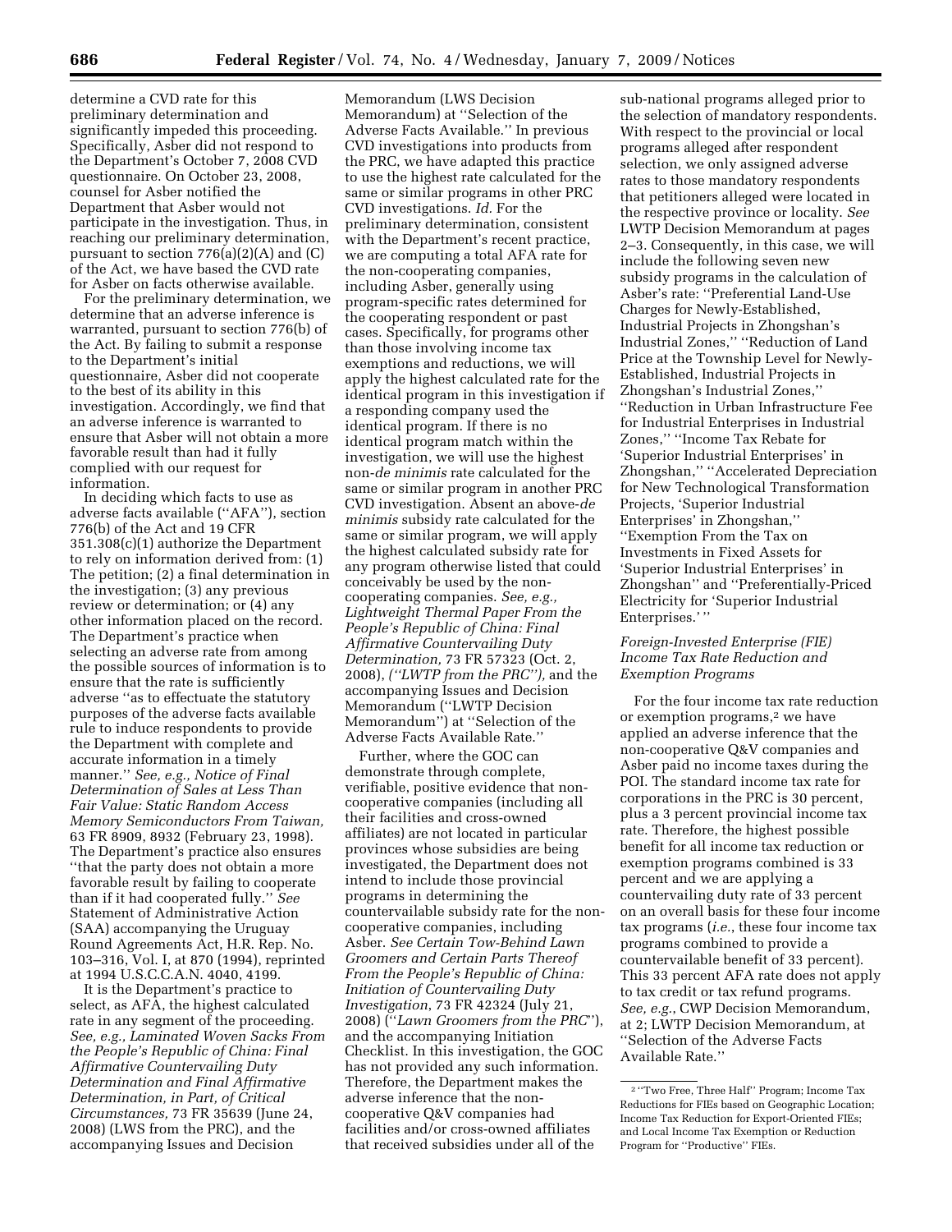determine a CVD rate for this preliminary determination and significantly impeded this proceeding. Specifically, Asber did not respond to the Department's October 7, 2008 CVD questionnaire. On October 23, 2008, counsel for Asber notified the Department that Asber would not participate in the investigation. Thus, in reaching our preliminary determination, pursuant to section 776(a)(2)(A) and (C) of the Act, we have based the CVD rate for Asber on facts otherwise available.

For the preliminary determination, we determine that an adverse inference is warranted, pursuant to section 776(b) of the Act. By failing to submit a response to the Department's initial questionnaire, Asber did not cooperate to the best of its ability in this investigation. Accordingly, we find that an adverse inference is warranted to ensure that Asber will not obtain a more favorable result than had it fully complied with our request for information.

In deciding which facts to use as adverse facts available (''AFA''), section 776(b) of the Act and 19 CFR 351.308(c)(1) authorize the Department to rely on information derived from: (1) The petition; (2) a final determination in the investigation; (3) any previous review or determination; or (4) any other information placed on the record. The Department's practice when selecting an adverse rate from among the possible sources of information is to ensure that the rate is sufficiently adverse ''as to effectuate the statutory purposes of the adverse facts available rule to induce respondents to provide the Department with complete and accurate information in a timely manner.'' *See, e.g., Notice of Final Determination of Sales at Less Than Fair Value: Static Random Access Memory Semiconductors From Taiwan,* 63 FR 8909, 8932 (February 23, 1998). The Department's practice also ensures ''that the party does not obtain a more favorable result by failing to cooperate than if it had cooperated fully.'' *See* Statement of Administrative Action (SAA) accompanying the Uruguay Round Agreements Act, H.R. Rep. No. 103–316, Vol. I, at 870 (1994), reprinted at 1994 U.S.C.C.A.N. 4040, 4199.

It is the Department's practice to select, as AFA, the highest calculated rate in any segment of the proceeding. *See, e.g., Laminated Woven Sacks From the People's Republic of China: Final Affirmative Countervailing Duty Determination and Final Affirmative Determination, in Part, of Critical Circumstances,* 73 FR 35639 (June 24, 2008) (LWS from the PRC), and the accompanying Issues and Decision Memorandum (LWS Decision Memorandum) at ''Selection of the Adverse Facts Available.'' In previous CVD investigations into products from the PRC, we have adapted this practice to use the highest rate calculated for the same or similar programs in other PRC CVD investigations. *Id.* For the preliminary determination, consistent with the Department's recent practice, we are computing a total AFA rate for the non-cooperating companies, including Asber, generally using program-specific rates determined for the cooperating respondent or past cases. Specifically, for programs other than those involving income tax exemptions and reductions, we will apply the highest calculated rate for the identical program in this investigation if a responding company used the identical program. If there is no identical program match within the investigation, we will use the highest non-*de minimis* rate calculated for the same or similar program in another PRC CVD investigation. Absent an above-*de minimis* subsidy rate calculated for the same or similar program, we will apply the highest calculated subsidy rate for any program otherwise listed that could conceivably be used by the non-cooperating companies. *See, e.g., Lightweight Thermal Paper From the People's Republic of China: Final Affirmative Countervailing Duty Determination,* 73 FR 57323 (Oct. 2, 2008), *(''LWTP from the PRC''),* and the accompanying Issues and Decision Memorandum (''LWTP Decision Memorandum'') at ''Selection of the Adverse Facts Available Rate.''

Further, where the GOC can demonstrate through complete, verifiable, positive evidence that non-cooperative companies (including all their facilities and cross-owned affiliates) are not located in particular provinces whose subsidies are being investigated, the Department does not intend to include those provincial programs in determining the countervailable subsidy rate for the non-cooperative companies, including Asber. *See Certain Tow-Behind Lawn Groomers and Certain Parts Thereof From the People's Republic of China: Initiation of Countervailing Duty Investigation*, 73 FR 42324 (July 21, 2008) (''*Lawn Groomers from the PRC*''), and the accompanying Initiation Checklist. In this investigation, the GOC has not provided any such information. Therefore, the Department makes the adverse inference that the non-cooperative Q&V companies had facilities and/or cross-owned affiliates that received subsidies under all of the sub-national programs alleged prior to the selection of mandatory respondents. With respect to the provincial or local programs alleged after respondent selection, we only assigned adverse rates to those mandatory respondents that petitioners alleged were located in the respective province or locality. *See* LWTP Decision Memorandum at pages 2–3. Consequently, in this case, we will include the following seven new subsidy programs in the calculation of Asber's rate: ''Preferential Land-Use Charges for Newly-Established, Industrial Projects in Zhongshan's Industrial Zones,'' ''Reduction of Land Price at the Township Level for Newly-Established, Industrial Projects in Zhongshan's Industrial Zones,'' ''Reduction in Urban Infrastructure Fee for Industrial Enterprises in Industrial Zones,'' ''Income Tax Rebate for 'Superior Industrial Enterprises' in Zhongshan,'' ''Accelerated Depreciation for New Technological Transformation Projects, 'Superior Industrial Enterprises' in Zhongshan,'' ''Exemption From the Tax on Investments in Fixed Assets for 'Superior Industrial Enterprises' in Zhongshan'' and ''Preferentially-Priced Electricity for 'Superior Industrial Enterprises.' ''

*Foreign-Invested Enterprise (FIE) Income Tax Rate Reduction and Exemption Programs*

For the four income tax rate reduction or exemption programs,[2] we have applied an adverse inference that the non-cooperative Q&V companies and Asber paid no income taxes during the POI. The standard income tax rate for corporations in the PRC is 30 percent, plus a 3 percent provincial income tax rate. Therefore, the highest possible benefit for all income tax reduction or exemption programs combined is 33 percent and we are applying a countervailing duty rate of 33 percent on an overall basis for these four income tax programs (*i.e.*, these four income tax programs combined to provide a countervailable benefit of 33 percent). This 33 percent AFA rate does not apply to tax credit or tax refund programs. *See, e.g.*, CWP Decision Memorandum, at 2; LWTP Decision Memorandum, at ''Selection of the Adverse Facts Available Rate.''

[2] ''Two Free, Three Half'' Program; Income Tax Reductions for FIEs based on Geographic Location; Income Tax Reduction for Export-Oriented FIEs; and Local Income Tax Exemption or Reduction Program for ''Productive'' FIEs.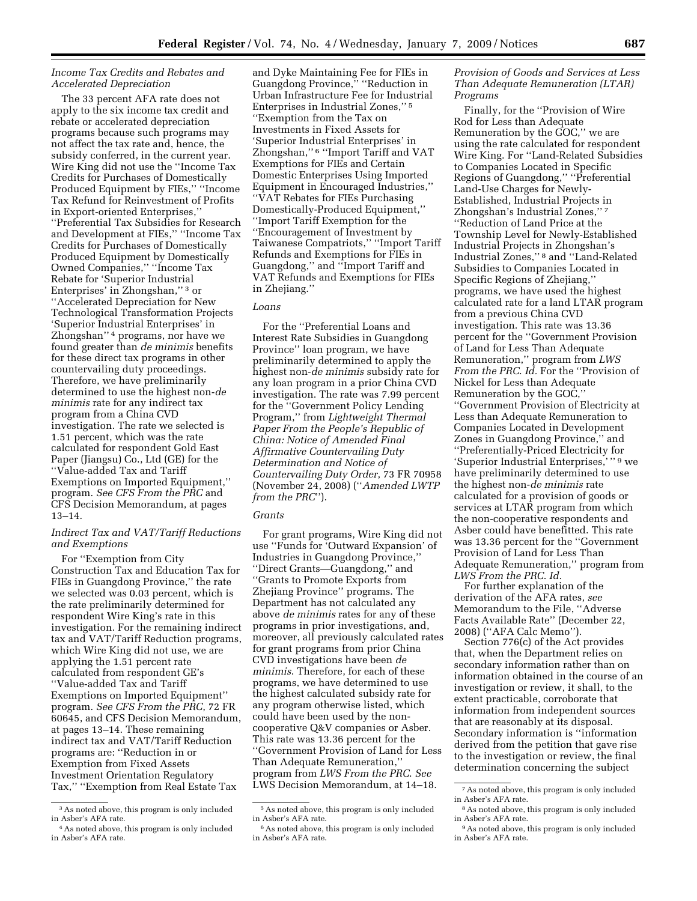*Income Tax Credits and Rebates and Accelerated Depreciation*

The 33 percent AFA rate does not apply to the six income tax credit and rebate or accelerated depreciation programs because such programs may not affect the tax rate and, hence, the subsidy conferred, in the current year. Wire King did not use the ''Income Tax Credits for Purchases of Domestically Produced Equipment by FIEs,'' ''Income Tax Refund for Reinvestment of Profits in Export-oriented Enterprises,'' ''Preferential Tax Subsidies for Research and Development at FIEs,'' ''Income Tax Credits for Purchases of Domestically Produced Equipment by Domestically Owned Companies,'' ''Income Tax Rebate for 'Superior Industrial Enterprises' in Zhongshan,'' [3] or ''Accelerated Depreciation for New Technological Transformation Projects 'Superior Industrial Enterprises' in Zhongshan'' [4] programs, nor have we found greater than *de minimis* benefits for these direct tax programs in other countervailing duty proceedings. Therefore, we have preliminarily determined to use the highest non-*de minimis* rate for any indirect tax program from a China CVD investigation. The rate we selected is 1.51 percent, which was the rate calculated for respondent Gold East Paper (Jiangsu) Co., Ltd (GE) for the ''Value-added Tax and Tariff Exemptions on Imported Equipment,'' program. *See CFS From the PRC* and CFS Decision Memorandum, at pages 13–14.

*Indirect Tax and VAT/Tariff Reductions and Exemptions*

For ''Exemption from City Construction Tax and Education Tax for FIEs in Guangdong Province,'' the rate we selected was 0.03 percent, which is the rate preliminarily determined for respondent Wire King's rate in this investigation. For the remaining indirect tax and VAT/Tariff Reduction programs, which Wire King did not use, we are applying the 1.51 percent rate calculated from respondent GE's ''Value-added Tax and Tariff Exemptions on Imported Equipment'' program. *See CFS From the PRC*, 72 FR 60645, and CFS Decision Memorandum, at pages 13–14. These remaining indirect tax and VAT/Tariff Reduction programs are: ''Reduction in or Exemption from Fixed Assets Investment Orientation Regulatory Tax,'' ''Exemption from Real Estate Tax and Dyke Maintaining Fee for FIEs in Guangdong Province,'' ''Reduction in Urban Infrastructure Fee for Industrial Enterprises in Industrial Zones,'' [5] ''Exemption from the Tax on Investments in Fixed Assets for 'Superior Industrial Enterprises' in Zhongshan,'' [6] ''Import Tariff and VAT Exemptions for FIEs and Certain Domestic Enterprises Using Imported Equipment in Encouraged Industries,'' ''VAT Rebates for FIEs Purchasing Domestically-Produced Equipment,'' ''Import Tariff Exemption for the ''Encouragement of Investment by Taiwanese Compatriots,'' ''Import Tariff Refunds and Exemptions for FIEs in Guangdong,'' and ''Import Tariff and VAT Refunds and Exemptions for FIEs in Zhejiang.''

*Loans*

For the ''Preferential Loans and Interest Rate Subsidies in Guangdong Province'' loan program, we have preliminarily determined to apply the highest non-*de minimis* subsidy rate for any loan program in a prior China CVD investigation. The rate was 7.99 percent for the ''Government Policy Lending Program,'' from *Lightweight Thermal Paper From the People's Republic of China: Notice of Amended Final Affirmative Countervailing Duty Determination and Notice of Countervailing Duty Order*, 73 FR 70958 (November 24, 2008) (''*Amended LWTP from the PRC*'').

*Grants*

For grant programs, Wire King did not use ''Funds for 'Outward Expansion' of Industries in Guangdong Province,'' ''Direct Grants—Guangdong,'' and ''Grants to Promote Exports from Zhejiang Province'' programs. The Department has not calculated any above *de minimis* rates for any of these programs in prior investigations, and, moreover, all previously calculated rates for grant programs from prior China CVD investigations have been *de minimis*. Therefore, for each of these programs, we have determined to use the highest calculated subsidy rate for any program otherwise listed, which could have been used by the non-cooperative Q&V companies or Asber. This rate was 13.36 percent for the ''Government Provision of Land for Less Than Adequate Remuneration,'' program from *LWS From the PRC. See* LWS Decision Memorandum, at 14–18.

*Provision of Goods and Services at Less Than Adequate Remuneration (LTAR) Programs*

Finally, for the ''Provision of Wire Rod for Less than Adequate Remuneration by the GOC,'' we are using the rate calculated for respondent Wire King. For ''Land-Related Subsidies to Companies Located in Specific Regions of Guangdong,'' ''Preferential Land-Use Charges for Newly-Established, Industrial Projects in Zhongshan's Industrial Zones,'' [7] ''Reduction of Land Price at the Township Level for Newly-Established Industrial Projects in Zhongshan's Industrial Zones,'' [8] and ''Land-Related Subsidies to Companies Located in Specific Regions of Zhejiang,'' programs, we have used the highest calculated rate for a land LTAR program from a previous China CVD investigation. This rate was 13.36 percent for the ''Government Provision of Land for Less Than Adequate Remuneration,'' program from *LWS From the PRC. Id.* For the ''Provision of Nickel for Less than Adequate Remuneration by the GOC,'' ''Government Provision of Electricity at Less than Adequate Remuneration to Companies Located in Development Zones in Guangdong Province,'' and ''Preferentially-Priced Electricity for 'Superior Industrial Enterprises,' '' [9] we have preliminarily determined to use the highest non-*de minimis* rate calculated for a provision of goods or services at LTAR program from which the non-cooperative respondents and Asber could have benefitted. This rate was 13.36 percent for the ''Government Provision of Land for Less Than Adequate Remuneration,'' program from *LWS From the PRC. Id.*

For further explanation of the derivation of the AFA rates, *see* Memorandum to the File, ''Adverse Facts Available Rate'' (December 22, 2008) (''AFA Calc Memo'').

Section 776(c) of the Act provides that, when the Department relies on secondary information rather than on information obtained in the course of an investigation or review, it shall, to the extent practicable, corroborate that information from independent sources that are reasonably at its disposal. Secondary information is ''information derived from the petition that gave rise to the investigation or review, the final determination concerning the subject

---

[3] As noted above, this program is only included in Asber's AFA rate.

[4] As noted above, this program is only included in Asber's AFA rate.

[5] As noted above, this program is only included in Asber's AFA rate.

[6] As noted above, this program is only included in Asber's AFA rate.

[7] As noted above, this program is only included in Asber's AFA rate.

[8] As noted above, this program is only included in Asber's AFA rate.

[9] As noted above, this program is only included in Asber's AFA rate.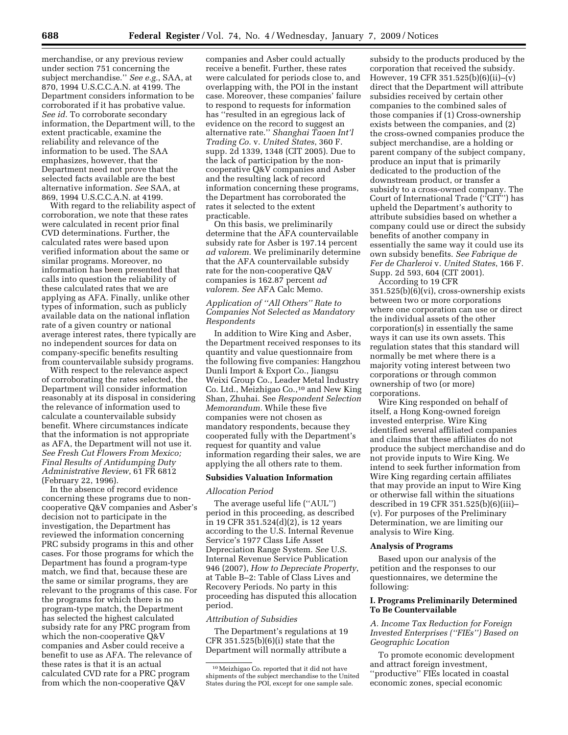merchandise, or any previous review under section 751 concerning the subject merchandise.'' *See e.g.*, SAA, at 870, 1994 U.S.C.C.A.N. at 4199. The Department considers information to be corroborated if it has probative value. *See id.* To corroborate secondary information, the Department will, to the extent practicable, examine the reliability and relevance of the information to be used. The SAA emphasizes, however, that the Department need not prove that the selected facts available are the best alternative information. *See* SAA, at 869, 1994 U.S.C.C.A.N. at 4199.

With regard to the reliability aspect of corroboration, we note that these rates were calculated in recent prior final CVD determinations. Further, the calculated rates were based upon verified information about the same or similar programs. Moreover, no information has been presented that calls into question the reliability of these calculated rates that we are applying as AFA. Finally, unlike other types of information, such as publicly available data on the national inflation rate of a given country or national average interest rates, there typically are no independent sources for data on company-specific benefits resulting from countervailable subsidy programs.

With respect to the relevance aspect of corroborating the rates selected, the Department will consider information reasonably at its disposal in considering the relevance of information used to calculate a countervailable subsidy benefit. Where circumstances indicate that the information is not appropriate as AFA, the Department will not use it. *See Fresh Cut Flowers From Mexico; Final Results of Antidumping Duty Administrative Review*, 61 FR 6812 (February 22, 1996).

In the absence of record evidence concerning these programs due to non-cooperative Q&V companies and Asber's decision not to participate in the investigation, the Department has reviewed the information concerning PRC subsidy programs in this and other cases. For those programs for which the Department has found a program-type match, we find that, because these are the same or similar programs, they are relevant to the programs of this case. For the programs for which there is no program-type match, the Department has selected the highest calculated subsidy rate for any PRC program from which the non-cooperative Q&V companies and Asber could receive a benefit to use as AFA. The relevance of these rates is that it is an actual calculated CVD rate for a PRC program from which the non-cooperative Q&V companies and Asber could actually receive a benefit. Further, these rates were calculated for periods close to, and overlapping with, the POI in the instant case. Moreover, these companies' failure to respond to requests for information has ''resulted in an egregious lack of evidence on the record to suggest an alternative rate.'' *Shanghai Taoen Int'l Trading Co.* v. *United States*, 360 F. supp. 2d 1339, 1348 (CIT 2005). Due to the lack of participation by the non-cooperative Q&V companies and Asber and the resulting lack of record information concerning these programs, the Department has corroborated the rates it selected to the extent practicable.

On this basis, we preliminarily determine that the AFA countervailable subsidy rate for Asber is 197.14 percent *ad valorem.* We preliminarily determine that the AFA countervailable subsidy rate for the non-cooperative Q&V companies is 162.87 percent *ad valorem. See* AFA Calc Memo.

*Application of ''All Others'' Rate to Companies Not Selected as Mandatory Respondents*

In addition to Wire King and Asber, the Department received responses to its quantity and value questionnaire from the following five companies: Hangzhou Dunli Import & Export Co., Jiangsu Weixi Group Co., Leader Metal Industry Co. Ltd., Meizhigao Co.,[10] and New King Shan, Zhuhai. See *Respondent Selection Memorandum.* While these five companies were not chosen as mandatory respondents, because they cooperated fully with the Department's request for quantity and value information regarding their sales, we are applying the all others rate to them.

## Subsidies Valuation Information

*Allocation Period*

The average useful life (''AUL'') period in this proceeding, as described in 19 CFR 351.524(d)(2), is 12 years according to the U.S. Internal Revenue Service's 1977 Class Life Asset Depreciation Range System. *See* U.S. Internal Revenue Service Publication 946 (2007), *How to Depreciate Property*, at Table B–2: Table of Class Lives and Recovery Periods. No party in this proceeding has disputed this allocation period.

*Attribution of Subsidies*

The Department's regulations at 19 CFR 351.525(b)(6)(i) state that the Department will normally attribute a subsidy to the products produced by the corporation that received the subsidy. However, 19 CFR 351.525(b)(6)(ii)–(v) direct that the Department will attribute subsidies received by certain other companies to the combined sales of those companies if (1) Cross-ownership exists between the companies, and (2) the cross-owned companies produce the subject merchandise, are a holding or parent company of the subject company, produce an input that is primarily dedicated to the production of the downstream product, or transfer a subsidy to a cross-owned company. The Court of International Trade (''CIT'') has upheld the Department's authority to attribute subsidies based on whether a company could use or direct the subsidy benefits of another company in essentially the same way it could use its own subsidy benefits. *See Fabrique de Fer de Charleroi* v. *United States*, 166 F. Supp. 2d 593, 604 (CIT 2001).

According to 19 CFR 351.525(b)(6)(vi), cross-ownership exists between two or more corporations where one corporation can use or direct the individual assets of the other corporation(s) in essentially the same ways it can use its own assets. This regulation states that this standard will normally be met where there is a majority voting interest between two corporations or through common ownership of two (or more) corporations.

Wire King responded on behalf of itself, a Hong Kong-owned foreign invested enterprise. Wire King identified several affiliated companies and claims that these affiliates do not produce the subject merchandise and do not provide inputs to Wire King. We intend to seek further information from Wire King regarding certain affiliates that may provide an input to Wire King or otherwise fall within the situations described in 19 CFR 351.525(b)(6)(iii)–(v). For purposes of the Preliminary Determination, we are limiting our analysis to Wire King.

## Analysis of Programs

Based upon our analysis of the petition and the responses to our questionnaires, we determine the following:

### I. Programs Preliminarily Determined To Be Countervailable

*A. Income Tax Reduction for Foreign Invested Enterprises (''FIEs'') Based on Geographic Location*

To promote economic development and attract foreign investment, ''productive'' FIEs located in coastal economic zones, special economic

[10] Meizhigao Co. reported that it did not have shipments of the subject merchandise to the United States during the POI, except for one sample sale.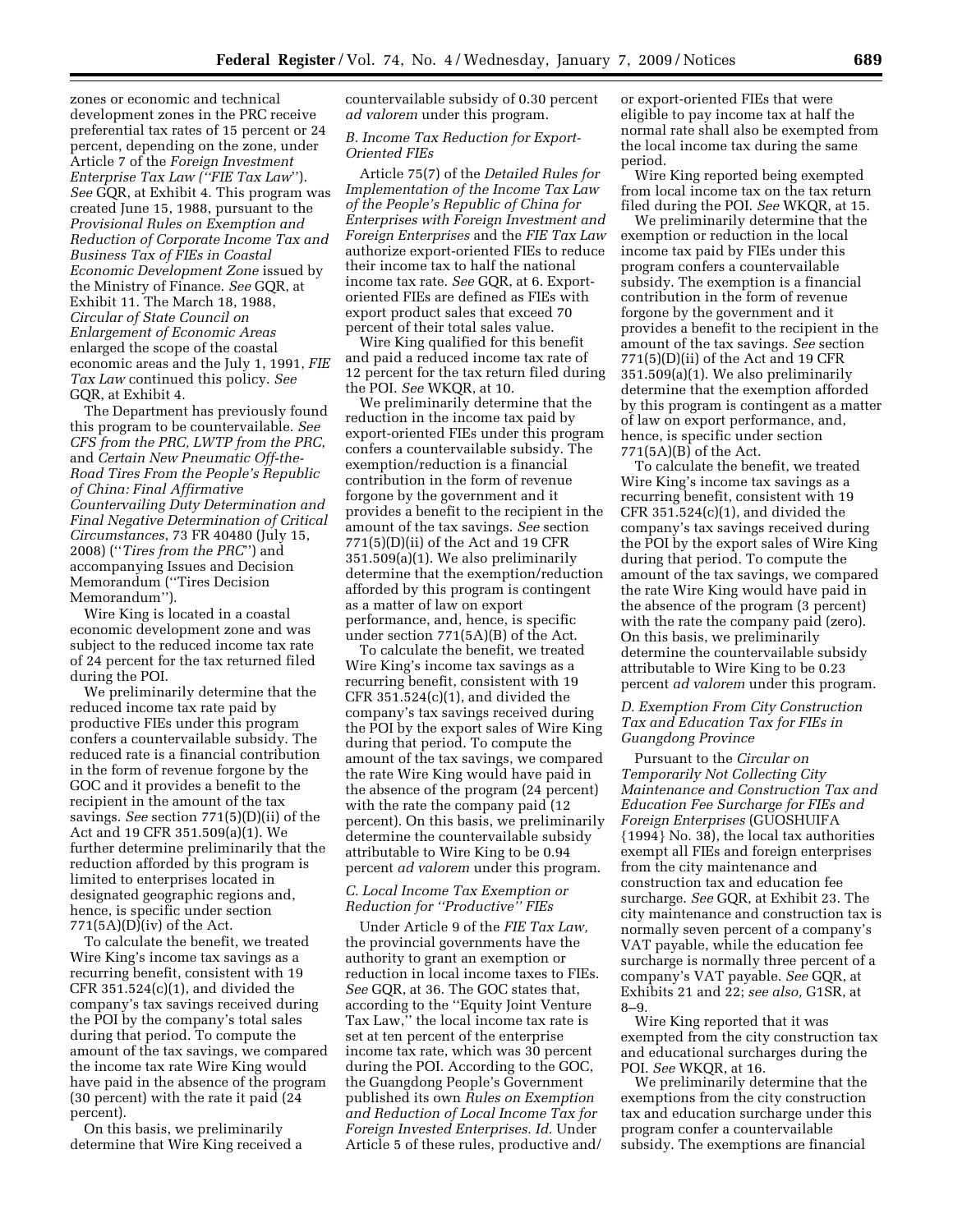zones or economic and technical development zones in the PRC receive preferential tax rates of 15 percent or 24 percent, depending on the zone, under Article 7 of the *Foreign Investment Enterprise Tax Law* (''*FIE Tax Law*''). *See* GQR, at Exhibit 4. This program was created June 15, 1988, pursuant to the *Provisional Rules on Exemption and Reduction of Corporate Income Tax and Business Tax of FIEs in Coastal Economic Development Zone* issued by the Ministry of Finance. *See* GQR, at Exhibit 11. The March 18, 1988, *Circular of State Council on Enlargement of Economic Areas* enlarged the scope of the coastal economic areas and the July 1, 1991, *FIE Tax Law* continued this policy. *See* GQR, at Exhibit 4.

The Department has previously found this program to be countervailable. *See CFS from the PRC*, *LWTP from the PRC*, and *Certain New Pneumatic Off-the-Road Tires From the People's Republic of China: Final Affirmative Countervailing Duty Determination and Final Negative Determination of Critical Circumstances*, 73 FR 40480 (July 15, 2008) (''*Tires from the PRC*'') and accompanying Issues and Decision Memorandum (''Tires Decision Memorandum'').

Wire King is located in a coastal economic development zone and was subject to the reduced income tax rate of 24 percent for the tax returned filed during the POI.

We preliminarily determine that the reduced income tax rate paid by productive FIEs under this program confers a countervailable subsidy. The reduced rate is a financial contribution in the form of revenue forgone by the GOC and it provides a benefit to the recipient in the amount of the tax savings. *See* section 771(5)(D)(ii) of the Act and 19 CFR 351.509(a)(1). We further determine preliminarily that the reduction afforded by this program is limited to enterprises located in designated geographic regions and, hence, is specific under section 771(5A)(D)(iv) of the Act.

To calculate the benefit, we treated Wire King's income tax savings as a recurring benefit, consistent with 19 CFR 351.524(c)(1), and divided the company's tax savings received during the POI by the company's total sales during that period. To compute the amount of the tax savings, we compared the income tax rate Wire King would have paid in the absence of the program (30 percent) with the rate it paid (24 percent).

On this basis, we preliminarily determine that Wire King received a countervailable subsidy of 0.30 percent *ad valorem* under this program.

### *B. Income Tax Reduction for Export-Oriented FIEs*

Article 75(7) of the *Detailed Rules for Implementation of the Income Tax Law of the People's Republic of China for Enterprises with Foreign Investment and Foreign Enterprises* and the *FIE Tax Law* authorize export-oriented FIEs to reduce their income tax to half the national income tax rate. *See* GQR, at 6. Export-oriented FIEs are defined as FIEs with export product sales that exceed 70 percent of their total sales value.

Wire King qualified for this benefit and paid a reduced income tax rate of 12 percent for the tax return filed during the POI. *See* WKQR, at 10.

We preliminarily determine that the reduction in the income tax paid by export-oriented FIEs under this program confers a countervailable subsidy. The exemption/reduction is a financial contribution in the form of revenue forgone by the government and it provides a benefit to the recipient in the amount of the tax savings. *See* section 771(5)(D)(ii) of the Act and 19 CFR 351.509(a)(1). We also preliminarily determine that the exemption/reduction afforded by this program is contingent as a matter of law on export performance, and, hence, is specific under section 771(5A)(B) of the Act.

To calculate the benefit, we treated Wire King's income tax savings as a recurring benefit, consistent with 19 CFR 351.524(c)(1), and divided the company's tax savings received during the POI by the export sales of Wire King during that period. To compute the amount of the tax savings, we compared the rate Wire King would have paid in the absence of the program (24 percent) with the rate the company paid (12 percent). On this basis, we preliminarily determine the countervailable subsidy attributable to Wire King to be 0.94 percent *ad valorem* under this program.

### *C. Local Income Tax Exemption or Reduction for ''Productive'' FIEs*

Under Article 9 of the *FIE Tax Law*, the provincial governments have the authority to grant an exemption or reduction in local income taxes to FIEs. *See* GQR, at 36. The GOC states that, according to the ''Equity Joint Venture Tax Law,'' the local income tax rate is set at ten percent of the enterprise income tax rate, which was 30 percent during the POI. According to the GOC, the Guangdong People's Government published its own *Rules on Exemption and Reduction of Local Income Tax for Foreign Invested Enterprises. Id.* Under Article 5 of these rules, productive and/or export-oriented FIEs that were eligible to pay income tax at half the normal rate shall also be exempted from the local income tax during the same period.

Wire King reported being exempted from local income tax on the tax return filed during the POI. *See* WKQR, at 15.

We preliminarily determine that the exemption or reduction in the local income tax paid by FIEs under this program confers a countervailable subsidy. The exemption is a financial contribution in the form of revenue forgone by the government and it provides a benefit to the recipient in the amount of the tax savings. *See* section 771(5)(D)(ii) of the Act and 19 CFR 351.509(a)(1). We also preliminarily determine that the exemption afforded by this program is contingent as a matter of law on export performance, and, hence, is specific under section 771(5A)(B) of the Act.

To calculate the benefit, we treated Wire King's income tax savings as a recurring benefit, consistent with 19 CFR 351.524(c)(1), and divided the company's tax savings received during the POI by the export sales of Wire King during that period. To compute the amount of the tax savings, we compared the rate Wire King would have paid in the absence of the program (3 percent) with the rate the company paid (zero). On this basis, we preliminarily determine the countervailable subsidy attributable to Wire King to be 0.23 percent *ad valorem* under this program.

### *D. Exemption From City Construction Tax and Education Tax for FIEs in Guangdong Province*

Pursuant to the *Circular on Temporarily Not Collecting City Maintenance and Construction Tax and Education Fee Surcharge for FIEs and Foreign Enterprises* (GUOSHUIFA {1994} No. 38), the local tax authorities exempt all FIEs and foreign enterprises from the city maintenance and construction tax and education fee surcharge. *See* GQR, at Exhibit 23. The city maintenance and construction tax is normally seven percent of a company's VAT payable, while the education fee surcharge is normally three percent of a company's VAT payable. *See* GQR, at Exhibits 21 and 22; *see also,* G1SR, at 8–9.

Wire King reported that it was exempted from the city construction tax and educational surcharges during the POI. *See* WKQR, at 16.

We preliminarily determine that the exemptions from the city construction tax and education surcharge under this program confer a countervailable subsidy. The exemptions are financial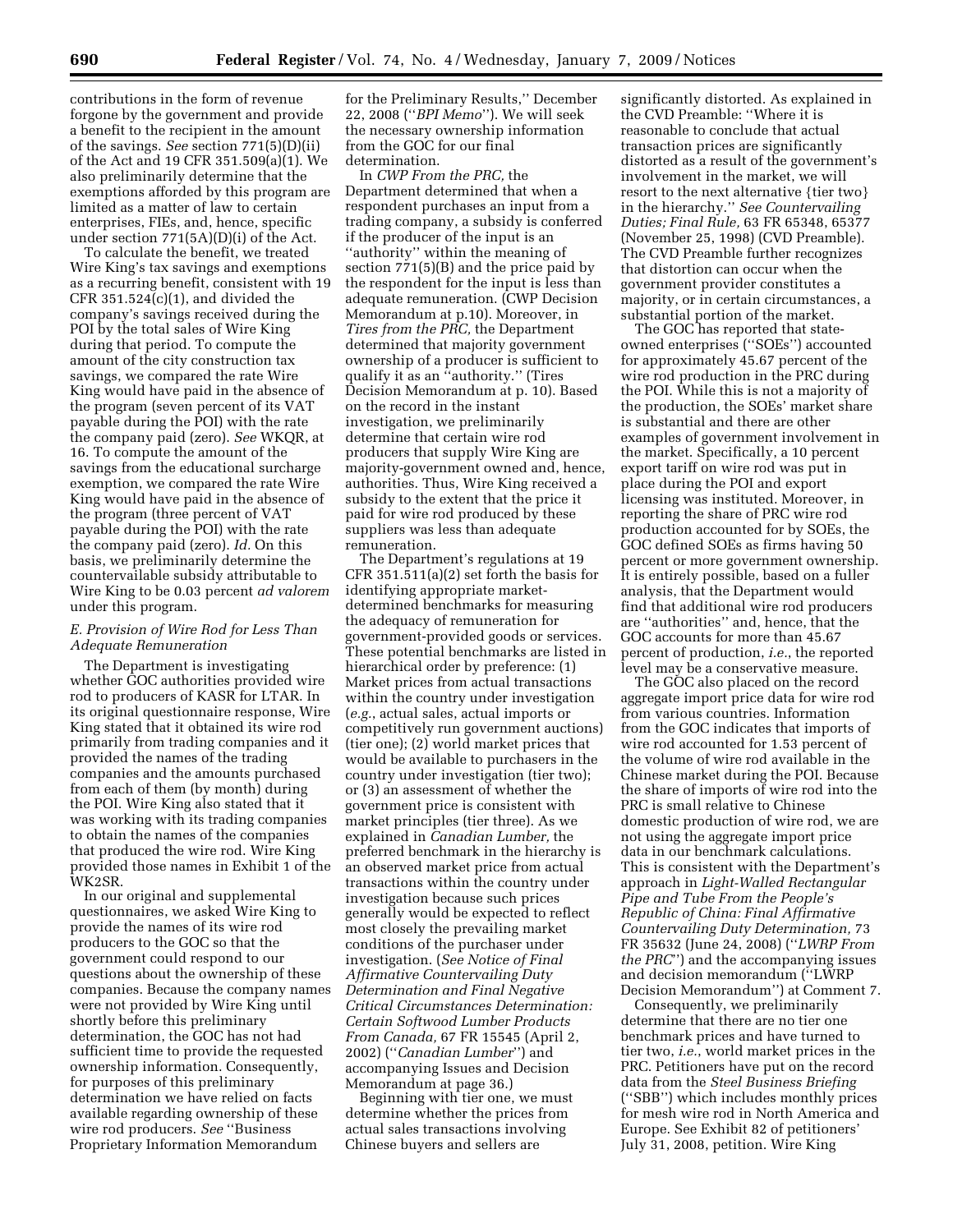contributions in the form of revenue forgone by the government and provide a benefit to the recipient in the amount of the savings. *See* section 771(5)(D)(ii) of the Act and 19 CFR 351.509(a)(1). We also preliminarily determine that the exemptions afforded by this program are limited as a matter of law to certain enterprises, FIEs, and, hence, specific under section 771(5A)(D)(i) of the Act.

To calculate the benefit, we treated Wire King's tax savings and exemptions as a recurring benefit, consistent with 19 CFR 351.524(c)(1), and divided the company's savings received during the POI by the total sales of Wire King during that period. To compute the amount of the city construction tax savings, we compared the rate Wire King would have paid in the absence of the program (seven percent of its VAT payable during the POI) with the rate the company paid (zero). *See* WKQR, at 16. To compute the amount of the savings from the educational surcharge exemption, we compared the rate Wire King would have paid in the absence of the program (three percent of VAT payable during the POI) with the rate the company paid (zero). *Id.* On this basis, we preliminarily determine the countervailable subsidy attributable to Wire King to be 0.03 percent *ad valorem* under this program.

*E. Provision of Wire Rod for Less Than Adequate Remuneration*

The Department is investigating whether GOC authorities provided wire rod to producers of KASR for LTAR. In its original questionnaire response, Wire King stated that it obtained its wire rod primarily from trading companies and it provided the names of the trading companies and the amounts purchased from each of them (by month) during the POI. Wire King also stated that it was working with its trading companies to obtain the names of the companies that produced the wire rod. Wire King provided those names in Exhibit 1 of the WK2SR.

In our original and supplemental questionnaires, we asked Wire King to provide the names of its wire rod producers to the GOC so that the government could respond to our questions about the ownership of these companies. Because the company names were not provided by Wire King until shortly before this preliminary determination, the GOC has not had sufficient time to provide the requested ownership information. Consequently, for purposes of this preliminary determination we have relied on facts available regarding ownership of these wire rod producers. *See* "Business Proprietary Information Memorandum for the Preliminary Results," December 22, 2008 ("*BPI Memo*"). We will seek the necessary ownership information from the GOC for our final determination.

In *CWP From the PRC,* the Department determined that when a respondent purchases an input from a trading company, a subsidy is conferred if the producer of the input is an "authority" within the meaning of section 771(5)(B) and the price paid by the respondent for the input is less than adequate remuneration. (CWP Decision Memorandum at p.10). Moreover, in *Tires from the PRC,* the Department determined that majority government ownership of a producer is sufficient to qualify it as an "authority." (Tires Decision Memorandum at p. 10). Based on the record in the instant investigation, we preliminarily determine that certain wire rod producers that supply Wire King are majority-government owned and, hence, authorities. Thus, Wire King received a subsidy to the extent that the price it paid for wire rod produced by these suppliers was less than adequate remuneration.

The Department's regulations at 19 CFR 351.511(a)(2) set forth the basis for identifying appropriate market-determined benchmarks for measuring the adequacy of remuneration for government-provided goods or services. These potential benchmarks are listed in hierarchical order by preference: (1) Market prices from actual transactions within the country under investigation (*e.g.*, actual sales, actual imports or competitively run government auctions) (tier one); (2) world market prices that would be available to purchasers in the country under investigation (tier two); or (3) an assessment of whether the government price is consistent with market principles (tier three). As we explained in *Canadian Lumber,* the preferred benchmark in the hierarchy is an observed market price from actual transactions within the country under investigation because such prices generally would be expected to reflect most closely the prevailing market conditions of the purchaser under investigation. (*See Notice of Final Affirmative Countervailing Duty Determination and Final Negative Critical Circumstances Determination: Certain Softwood Lumber Products From Canada,* 67 FR 15545 (April 2, 2002) ("*Canadian Lumber*") and accompanying Issues and Decision Memorandum at page 36.)

Beginning with tier one, we must determine whether the prices from actual sales transactions involving Chinese buyers and sellers are significantly distorted. As explained in the CVD Preamble: "Where it is reasonable to conclude that actual transaction prices are significantly distorted as a result of the government's involvement in the market, we will resort to the next alternative {tier two} in the hierarchy." *See Countervailing Duties; Final Rule,* 63 FR 65348, 65377 (November 25, 1998) (CVD Preamble). The CVD Preamble further recognizes that distortion can occur when the government provider constitutes a majority, or in certain circumstances, a substantial portion of the market.

The GOC has reported that state-owned enterprises ("SOEs") accounted for approximately 45.67 percent of the wire rod production in the PRC during the POI. While this is not a majority of the production, the SOEs' market share is substantial and there are other examples of government involvement in the market. Specifically, a 10 percent export tariff on wire rod was put in place during the POI and export licensing was instituted. Moreover, in reporting the share of PRC wire rod production accounted for by SOEs, the GOC defined SOEs as firms having 50 percent or more government ownership. It is entirely possible, based on a fuller analysis, that the Department would find that additional wire rod producers are "authorities" and, hence, that the GOC accounts for more than 45.67 percent of production, *i.e.*, the reported level may be a conservative measure.

The GOC also placed on the record aggregate import price data for wire rod from various countries. Information from the GOC indicates that imports of wire rod accounted for 1.53 percent of the volume of wire rod available in the Chinese market during the POI. Because the share of imports of wire rod into the PRC is small relative to Chinese domestic production of wire rod, we are not using the aggregate import price data in our benchmark calculations. This is consistent with the Department's approach in *Light-Walled Rectangular Pipe and Tube From the People's Republic of China: Final Affirmative Countervailing Duty Determination,* 73 FR 35632 (June 24, 2008) ("*LWRP From the PRC*") and the accompanying issues and decision memorandum ("LWRP Decision Memorandum") at Comment 7.

Consequently, we preliminarily determine that there are no tier one benchmark prices and have turned to tier two, *i.e.*, world market prices in the PRC. Petitioners have put on the record data from the *Steel Business Briefing* ("SBB") which includes monthly prices for mesh wire rod in North America and Europe. See Exhibit 82 of petitioners' July 31, 2008, petition. Wire King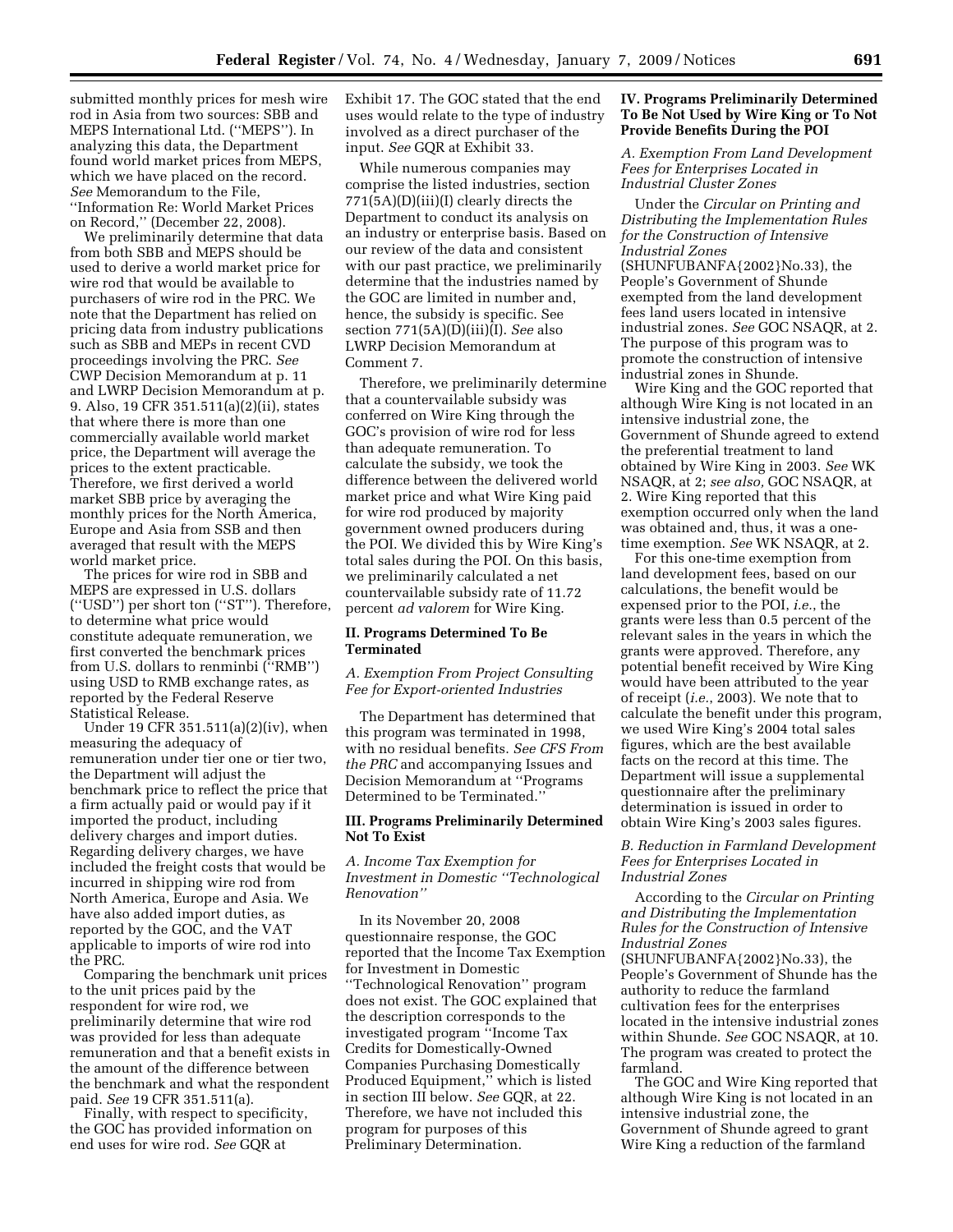submitted monthly prices for mesh wire rod in Asia from two sources: SBB and MEPS International Ltd. (''MEPS''). In analyzing this data, the Department found world market prices from MEPS, which we have placed on the record. *See* Memorandum to the File, ''Information Re: World Market Prices on Record,'' (December 22, 2008).

We preliminarily determine that data from both SBB and MEPS should be used to derive a world market price for wire rod that would be available to purchasers of wire rod in the PRC. We note that the Department has relied on pricing data from industry publications such as SBB and MEPs in recent CVD proceedings involving the PRC. *See* CWP Decision Memorandum at p. 11 and LWRP Decision Memorandum at p. 9. Also, 19 CFR 351.511(a)(2)(ii), states that where there is more than one commercially available world market price, the Department will average the prices to the extent practicable. Therefore, we first derived a world market SBB price by averaging the monthly prices for the North America, Europe and Asia from SSB and then averaged that result with the MEPS world market price.

The prices for wire rod in SBB and MEPS are expressed in U.S. dollars (''USD'') per short ton (''ST''). Therefore, to determine what price would constitute adequate remuneration, we first converted the benchmark prices from U.S. dollars to renminbi (''RMB'') using USD to RMB exchange rates, as reported by the Federal Reserve Statistical Release.

Under 19 CFR 351.511(a)(2)(iv), when measuring the adequacy of remuneration under tier one or tier two, the Department will adjust the benchmark price to reflect the price that a firm actually paid or would pay if it imported the product, including delivery charges and import duties. Regarding delivery charges, we have included the freight costs that would be incurred in shipping wire rod from North America, Europe and Asia. We have also added import duties, as reported by the GOC, and the VAT applicable to imports of wire rod into the PRC.

Comparing the benchmark unit prices to the unit prices paid by the respondent for wire rod, we preliminarily determine that wire rod was provided for less than adequate remuneration and that a benefit exists in the amount of the difference between the benchmark and what the respondent paid. *See* 19 CFR 351.511(a).

Finally, with respect to specificity, the GOC has provided information on end uses for wire rod. *See* GQR at Exhibit 17. The GOC stated that the end uses would relate to the type of industry involved as a direct purchaser of the input. *See* GQR at Exhibit 33.

While numerous companies may comprise the listed industries, section 771(5A)(D)(iii)(I) clearly directs the Department to conduct its analysis on an industry or enterprise basis. Based on our review of the data and consistent with our past practice, we preliminarily determine that the industries named by the GOC are limited in number and, hence, the subsidy is specific. See section 771(5A)(D)(iii)(I). *See* also LWRP Decision Memorandum at Comment 7.

Therefore, we preliminarily determine that a countervailable subsidy was conferred on Wire King through the GOC's provision of wire rod for less than adequate remuneration. To calculate the subsidy, we took the difference between the delivered world market price and what Wire King paid for wire rod produced by majority government owned producers during the POI. We divided this by Wire King's total sales during the POI. On this basis, we preliminarily calculated a net countervailable subsidy rate of 11.72 percent *ad valorem* for Wire King.

## II. Programs Determined To Be Terminated

### *A. Exemption From Project Consulting Fee for Export-oriented Industries*

The Department has determined that this program was terminated in 1998, with no residual benefits. *See CFS From the PRC* and accompanying Issues and Decision Memorandum at ''Programs Determined to be Terminated.''

## III. Programs Preliminarily Determined Not To Exist

### *A. Income Tax Exemption for Investment in Domestic ''Technological Renovation''*

In its November 20, 2008 questionnaire response, the GOC reported that the Income Tax Exemption for Investment in Domestic ''Technological Renovation'' program does not exist. The GOC explained that the description corresponds to the investigated program ''Income Tax Credits for Domestically-Owned Companies Purchasing Domestically Produced Equipment,'' which is listed in section III below. *See* GQR, at 22. Therefore, we have not included this program for purposes of this Preliminary Determination.

## IV. Programs Preliminarily Determined To Be Not Used by Wire King or To Not Provide Benefits During the POI

### *A. Exemption From Land Development Fees for Enterprises Located in Industrial Cluster Zones*

Under the *Circular on Printing and Distributing the Implementation Rules for the Construction of Intensive Industrial Zones* (SHUNFUBANFA{2002}No.33), the People's Government of Shunde exempted from the land development fees land users located in intensive industrial zones. *See* GOC NSAQR, at 2. The purpose of this program was to promote the construction of intensive industrial zones in Shunde.

Wire King and the GOC reported that although Wire King is not located in an intensive industrial zone, the Government of Shunde agreed to extend the preferential treatment to land obtained by Wire King in 2003. *See* WK NSAQR, at 2; *see also,* GOC NSAQR, at 2. Wire King reported that this exemption occurred only when the land was obtained and, thus, it was a one-time exemption. *See* WK NSAQR, at 2.

For this one-time exemption from land development fees, based on our calculations, the benefit would be expensed prior to the POI, *i.e.*, the grants were less than 0.5 percent of the relevant sales in the years in which the grants were approved. Therefore, any potential benefit received by Wire King would have been attributed to the year of receipt (*i.e.*, 2003). We note that to calculate the benefit under this program, we used Wire King's 2004 total sales figures, which are the best available facts on the record at this time. The Department will issue a supplemental questionnaire after the preliminary determination is issued in order to obtain Wire King's 2003 sales figures.

### *B. Reduction in Farmland Development Fees for Enterprises Located in Industrial Zones*

According to the *Circular on Printing and Distributing the Implementation Rules for the Construction of Intensive Industrial Zones* (SHUNFUBANFA{2002}No.33), the People's Government of Shunde has the authority to reduce the farmland cultivation fees for the enterprises located in the intensive industrial zones within Shunde. *See* GOC NSAQR, at 10. The program was created to protect the farmland.

The GOC and Wire King reported that although Wire King is not located in an intensive industrial zone, the Government of Shunde agreed to grant Wire King a reduction of the farmland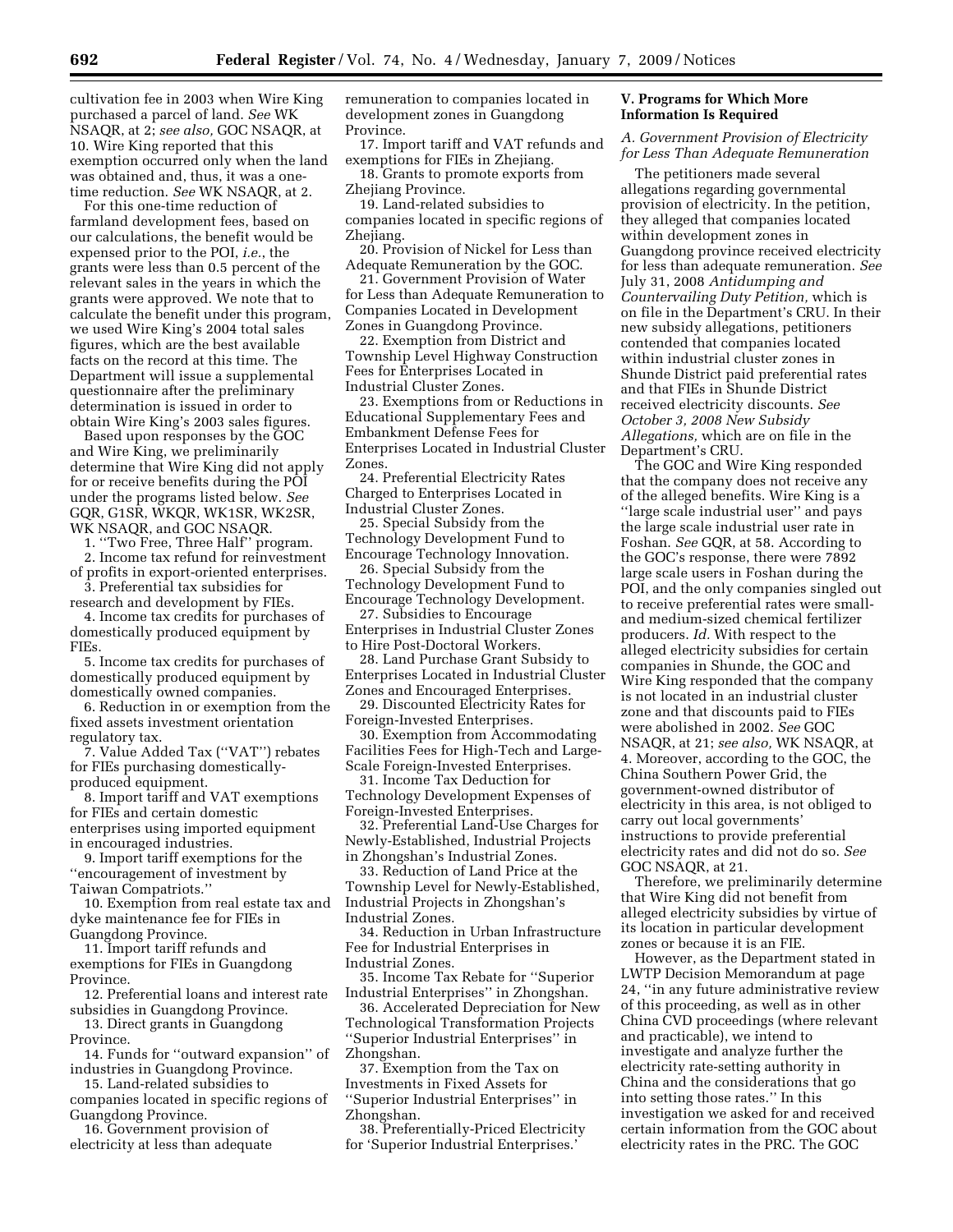cultivation fee in 2003 when Wire King purchased a parcel of land. *See* WK NSAQR, at 2; *see also,* GOC NSAQR, at 10. Wire King reported that this exemption occurred only when the land was obtained and, thus, it was a one-time reduction. *See* WK NSAQR, at 2.

For this one-time reduction of farmland development fees, based on our calculations, the benefit would be expensed prior to the POI, *i.e.*, the grants were less than 0.5 percent of the relevant sales in the years in which the grants were approved. We note that to calculate the benefit under this program, we used Wire King's 2004 total sales figures, which are the best available facts on the record at this time. The Department will issue a supplemental questionnaire after the preliminary determination is issued in order to obtain Wire King's 2003 sales figures.

Based upon responses by the GOC and Wire King, we preliminarily determine that Wire King did not apply for or receive benefits during the POI under the programs listed below. *See* GQR, G1SR, WKQR, WK1SR, WK2SR, WK NSAQR, and GOC NSAQR.

1. ''Two Free, Three Half'' program.
2. Income tax refund for reinvestment of profits in export-oriented enterprises.
3. Preferential tax subsidies for research and development by FIEs.
4. Income tax credits for purchases of domestically produced equipment by FIEs.
5. Income tax credits for purchases of domestically produced equipment by domestically owned companies.
6. Reduction in or exemption from the fixed assets investment orientation regulatory tax.
7. Value Added Tax (''VAT'') rebates for FIEs purchasing domestically-produced equipment.
8. Import tariff and VAT exemptions for FIEs and certain domestic enterprises using imported equipment in encouraged industries.
9. Import tariff exemptions for the ''encouragement of investment by Taiwan Compatriots.''
10. Exemption from real estate tax and dyke maintenance fee for FIEs in Guangdong Province.
11. Import tariff refunds and exemptions for FIEs in Guangdong Province.
12. Preferential loans and interest rate subsidies in Guangdong Province.
13. Direct grants in Guangdong Province.
14. Funds for ''outward expansion'' of industries in Guangdong Province.
15. Land-related subsidies to companies located in specific regions of Guangdong Province.
16. Government provision of electricity at less than adequate remuneration to companies located in development zones in Guangdong Province.
17. Import tariff and VAT refunds and exemptions for FIEs in Zhejiang.
18. Grants to promote exports from Zhejiang Province.
19. Land-related subsidies to companies located in specific regions of Zhejiang.
20. Provision of Nickel for Less than Adequate Remuneration by the GOC.
21. Government Provision of Water for Less than Adequate Remuneration to Companies Located in Development Zones in Guangdong Province.
22. Exemption from District and Township Level Highway Construction Fees for Enterprises Located in Industrial Cluster Zones.
23. Exemptions from or Reductions in Educational Supplementary Fees and Embankment Defense Fees for Enterprises Located in Industrial Cluster Zones.
24. Preferential Electricity Rates Charged to Enterprises Located in Industrial Cluster Zones.
25. Special Subsidy from the Technology Development Fund to Encourage Technology Innovation.
26. Special Subsidy from the Technology Development Fund to Encourage Technology Development.
27. Subsidies to Encourage Enterprises in Industrial Cluster Zones to Hire Post-Doctoral Workers.
28. Land Purchase Grant Subsidy to Enterprises Located in Industrial Cluster Zones and Encouraged Enterprises.
29. Discounted Electricity Rates for Foreign-Invested Enterprises.
30. Exemption from Accommodating Facilities Fees for High-Tech and Large-Scale Foreign-Invested Enterprises.
31. Income Tax Deduction for Technology Development Expenses of Foreign-Invested Enterprises.
32. Preferential Land-Use Charges for Newly-Established, Industrial Projects in Zhongshan's Industrial Zones.
33. Reduction of Land Price at the Township Level for Newly-Established, Industrial Projects in Zhongshan's Industrial Zones.
34. Reduction in Urban Infrastructure Fee for Industrial Enterprises in Industrial Zones.
35. Income Tax Rebate for ''Superior Industrial Enterprises'' in Zhongshan.
36. Accelerated Depreciation for New Technological Transformation Projects ''Superior Industrial Enterprises'' in Zhongshan.
37. Exemption from the Tax on Investments in Fixed Assets for ''Superior Industrial Enterprises'' in Zhongshan.
38. Preferentially-Priced Electricity for 'Superior Industrial Enterprises.'

## V. Programs for Which More Information Is Required

### *A. Government Provision of Electricity for Less Than Adequate Remuneration*

The petitioners made several allegations regarding governmental provision of electricity. In the petition, they alleged that companies located within development zones in Guangdong province received electricity for less than adequate remuneration. *See* July 31, 2008 *Antidumping and Countervailing Duty Petition,* which is on file in the Department's CRU. In their new subsidy allegations, petitioners contended that companies located within industrial cluster zones in Shunde District paid preferential rates and that FIEs in Shunde District received electricity discounts. *See October 3, 2008 New Subsidy Allegations,* which are on file in the Department's CRU.

The GOC and Wire King responded that the company does not receive any of the alleged benefits. Wire King is a ''large scale industrial user'' and pays the large scale industrial user rate in Foshan. *See* GQR, at 58. According to the GOC's response, there were 7892 large scale users in Foshan during the POI, and the only companies singled out to receive preferential rates were small- and medium-sized chemical fertilizer producers. *Id.* With respect to the alleged electricity subsidies for certain companies in Shunde, the GOC and Wire King responded that the company is not located in an industrial cluster zone and that discounts paid to FIEs were abolished in 2002. *See* GOC NSAQR, at 21; *see also,* WK NSAQR, at 4. Moreover, according to the GOC, the China Southern Power Grid, the government-owned distributor of electricity in this area, is not obliged to carry out local governments' instructions to provide preferential electricity rates and did not do so. *See* GOC NSAQR, at 21.

Therefore, we preliminarily determine that Wire King did not benefit from alleged electricity subsidies by virtue of its location in particular development zones or because it is an FIE.

However, as the Department stated in LWTP Decision Memorandum at page 24, ''in any future administrative review of this proceeding, as well as in other China CVD proceedings (where relevant and practicable), we intend to investigate and analyze further the electricity rate-setting authority in China and the considerations that go into setting those rates.'' In this investigation we asked for and received certain information from the GOC about electricity rates in the PRC. The GOC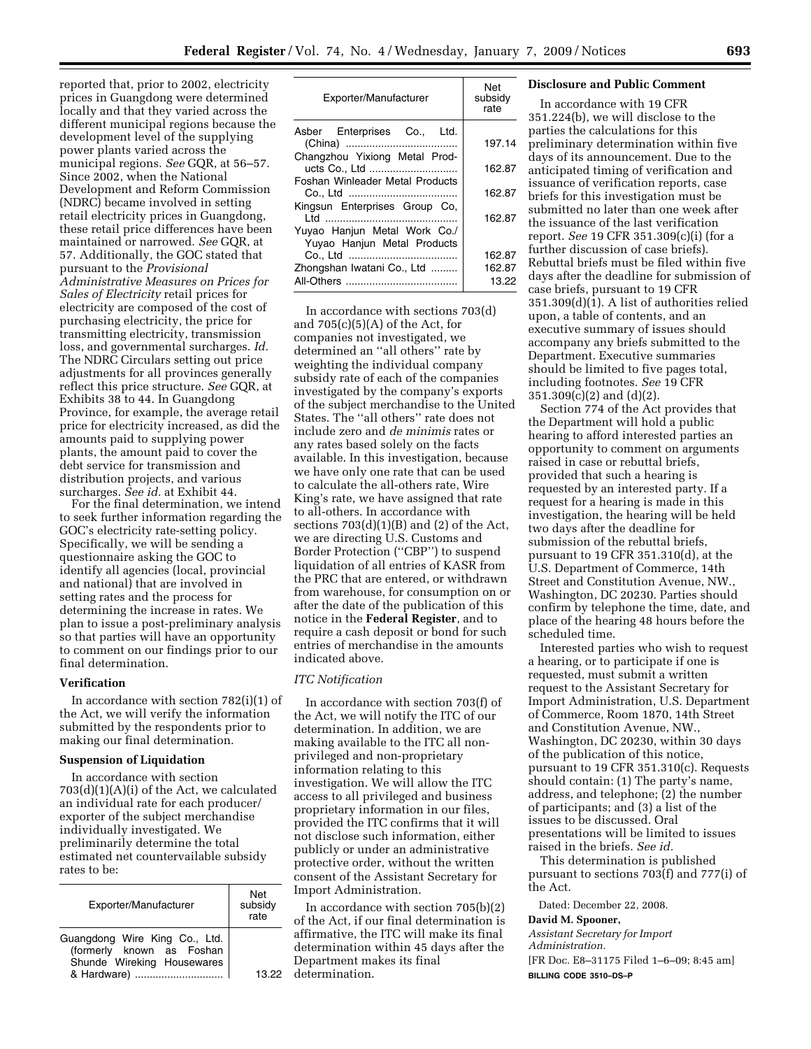reported that, prior to 2002, electricity prices in Guangdong were determined locally and that they varied across the different municipal regions because the development level of the supplying power plants varied across the municipal regions. *See* GQR, at 56–57. Since 2002, when the National Development and Reform Commission (NDRC) became involved in setting retail electricity prices in Guangdong, these retail price differences have been maintained or narrowed. *See* GQR, at 57. Additionally, the GOC stated that pursuant to the *Provisional Administrative Measures on Prices for Sales of Electricity* retail prices for electricity are composed of the cost of purchasing electricity, the price for transmitting electricity, transmission loss, and governmental surcharges. *Id.* The NDRC Circulars setting out price adjustments for all provinces generally reflect this price structure. *See* GQR, at Exhibits 38 to 44. In Guangdong Province, for example, the average retail price for electricity increased, as did the amounts paid to supplying power plants, the amount paid to cover the debt service for transmission and distribution projects, and various surcharges. *See id.* at Exhibit 44.

For the final determination, we intend to seek further information regarding the GOC's electricity rate-setting policy. Specifically, we will be sending a questionnaire asking the GOC to identify all agencies (local, provincial and national) that are involved in setting rates and the process for determining the increase in rates. We plan to issue a post-preliminary analysis so that parties will have an opportunity to comment on our findings prior to our final determination.

**Verification**

In accordance with section 782(i)(1) of the Act, we will verify the information submitted by the respondents prior to making our final determination.

**Suspension of Liquidation**

In accordance with section 703(d)(1)(A)(i) of the Act, we calculated an individual rate for each producer/exporter of the subject merchandise individually investigated. We preliminarily determine the total estimated net countervailable subsidy rates to be:

| Exporter/Manufacturer | Net subsidy rate |
|---|---|
| Guangdong Wire King Co., Ltd. (formerly known as Foshan Shunde Wireking Housewares & Hardware) | 13.22 |
| Asber Enterprises Co., Ltd. (China) | 197.14 |
| Changzhou Yixiong Metal Products Co., Ltd | 162.87 |
| Foshan Winleader Metal Products Co., Ltd | 162.87 |
| Kingsun Enterprises Group Co, Ltd | 162.87 |
| Yuyao Hanjun Metal Work Co./ Yuyao Hanjun Metal Products Co., Ltd | 162.87 |
| Zhongshan Iwatani Co., Ltd | 162.87 |
| All-Others | 13.22 |

In accordance with sections 703(d) and 705(c)(5)(A) of the Act, for companies not investigated, we determined an ''all others'' rate by weighting the individual company subsidy rate of each of the companies investigated by the company's exports of the subject merchandise to the United States. The ''all others'' rate does not include zero and *de minimis* rates or any rates based solely on the facts available. In this investigation, because we have only one rate that can be used to calculate the all-others rate, Wire King's rate, we have assigned that rate to all-others. In accordance with sections 703(d)(1)(B) and (2) of the Act, we are directing U.S. Customs and Border Protection (''CBP'') to suspend liquidation of all entries of KASR from the PRC that are entered, or withdrawn from warehouse, for consumption on or after the date of the publication of this notice in the **Federal Register**, and to require a cash deposit or bond for such entries of merchandise in the amounts indicated above.

*ITC Notification*

In accordance with section 703(f) of the Act, we will notify the ITC of our determination. In addition, we are making available to the ITC all non-privileged and non-proprietary information relating to this investigation. We will allow the ITC access to all privileged and business proprietary information in our files, provided the ITC confirms that it will not disclose such information, either publicly or under an administrative protective order, without the written consent of the Assistant Secretary for Import Administration.

In accordance with section 705(b)(2) of the Act, if our final determination is affirmative, the ITC will make its final determination within 45 days after the Department makes its final determination.

**Disclosure and Public Comment**

In accordance with 19 CFR 351.224(b), we will disclose to the parties the calculations for this preliminary determination within five days of its announcement. Due to the anticipated timing of verification and issuance of verification reports, case briefs for this investigation must be submitted no later than one week after the issuance of the last verification report. *See* 19 CFR 351.309(c)(i) (for a further discussion of case briefs). Rebuttal briefs must be filed within five days after the deadline for submission of case briefs, pursuant to 19 CFR 351.309(d)(1). A list of authorities relied upon, a table of contents, and an executive summary of issues should accompany any briefs submitted to the Department. Executive summaries should be limited to five pages total, including footnotes. *See* 19 CFR 351.309(c)(2) and (d)(2).

Section 774 of the Act provides that the Department will hold a public hearing to afford interested parties an opportunity to comment on arguments raised in case or rebuttal briefs, provided that such a hearing is requested by an interested party. If a request for a hearing is made in this investigation, the hearing will be held two days after the deadline for submission of the rebuttal briefs, pursuant to 19 CFR 351.310(d), at the U.S. Department of Commerce, 14th Street and Constitution Avenue, NW., Washington, DC 20230. Parties should confirm by telephone the time, date, and place of the hearing 48 hours before the scheduled time.

Interested parties who wish to request a hearing, or to participate if one is requested, must submit a written request to the Assistant Secretary for Import Administration, U.S. Department of Commerce, Room 1870, 14th Street and Constitution Avenue, NW., Washington, DC 20230, within 30 days of the publication of this notice, pursuant to 19 CFR 351.310(c). Requests should contain: (1) The party's name, address, and telephone; (2) the number of participants; and (3) a list of the issues to be discussed. Oral presentations will be limited to issues raised in the briefs. *See id.*

This determination is published pursuant to sections 703(f) and 777(i) of the Act.

Dated: December 22, 2008.

**David M. Spooner,**

*Assistant Secretary for Import Administration.*

[FR Doc. E8–31175 Filed 1–6–09; 8:45 am]

**BILLING CODE 3510–DS–P**